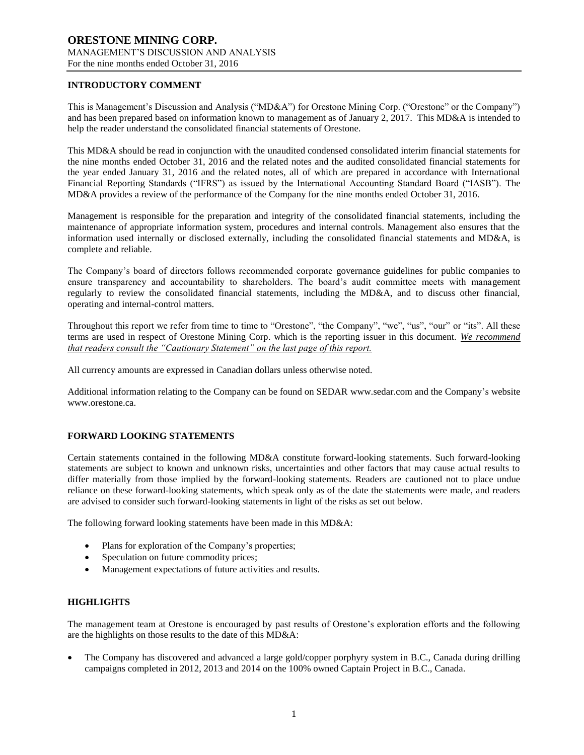# ORESTONE MINING CORP.

MANAGEMENT'S DISCUSSION AND ANALYSIS
For the nine months ended October 31, 2016

## INTRODUCTORY COMMENT

This is Management's Discussion and Analysis ("MD&A") for Orestone Mining Corp. ("Orestone" or the Company") and has been prepared based on information known to management as of January 2, 2017. This MD&A is intended to help the reader understand the consolidated financial statements of Orestone.

This MD&A should be read in conjunction with the unaudited condensed consolidated interim financial statements for the nine months ended October 31, 2016 and the related notes and the audited consolidated financial statements for the year ended January 31, 2016 and the related notes, all of which are prepared in accordance with International Financial Reporting Standards ("IFRS") as issued by the International Accounting Standard Board ("IASB"). The MD&A provides a review of the performance of the Company for the nine months ended October 31, 2016.

Management is responsible for the preparation and integrity of the consolidated financial statements, including the maintenance of appropriate information system, procedures and internal controls. Management also ensures that the information used internally or disclosed externally, including the consolidated financial statements and MD&A, is complete and reliable.

The Company's board of directors follows recommended corporate governance guidelines for public companies to ensure transparency and accountability to shareholders. The board's audit committee meets with management regularly to review the consolidated financial statements, including the MD&A, and to discuss other financial, operating and internal-control matters.

Throughout this report we refer from time to time to "Orestone", "the Company", "we", "us", "our" or "its". All these terms are used in respect of Orestone Mining Corp. which is the reporting issuer in this document. *We recommend that readers consult the "Cautionary Statement" on the last page of this report.*

All currency amounts are expressed in Canadian dollars unless otherwise noted.

Additional information relating to the Company can be found on SEDAR www.sedar.com and the Company's website www.orestone.ca.

## FORWARD LOOKING STATEMENTS

Certain statements contained in the following MD&A constitute forward-looking statements. Such forward-looking statements are subject to known and unknown risks, uncertainties and other factors that may cause actual results to differ materially from those implied by the forward-looking statements. Readers are cautioned not to place undue reliance on these forward-looking statements, which speak only as of the date the statements were made, and readers are advised to consider such forward-looking statements in light of the risks as set out below.

The following forward looking statements have been made in this MD&A:

- Plans for exploration of the Company's properties;
- Speculation on future commodity prices;
- Management expectations of future activities and results.

## HIGHLIGHTS

The management team at Orestone is encouraged by past results of Orestone's exploration efforts and the following are the highlights on those results to the date of this MD&A:

- The Company has discovered and advanced a large gold/copper porphyry system in B.C., Canada during drilling campaigns completed in 2012, 2013 and 2014 on the 100% owned Captain Project in B.C., Canada.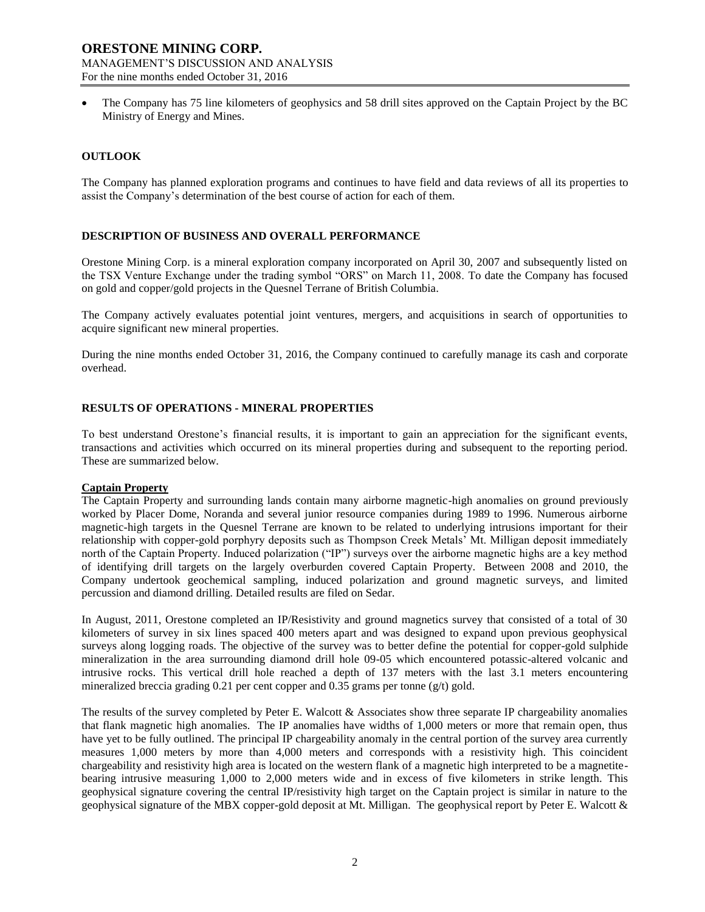- The Company has 75 line kilometers of geophysics and 58 drill sites approved on the Captain Project by the BC Ministry of Energy and Mines.

## OUTLOOK

The Company has planned exploration programs and continues to have field and data reviews of all its properties to assist the Company's determination of the best course of action for each of them.

## DESCRIPTION OF BUSINESS AND OVERALL PERFORMANCE

Orestone Mining Corp. is a mineral exploration company incorporated on April 30, 2007 and subsequently listed on the TSX Venture Exchange under the trading symbol "ORS" on March 11, 2008. To date the Company has focused on gold and copper/gold projects in the Quesnel Terrane of British Columbia.

The Company actively evaluates potential joint ventures, mergers, and acquisitions in search of opportunities to acquire significant new mineral properties.

During the nine months ended October 31, 2016, the Company continued to carefully manage its cash and corporate overhead.

## RESULTS OF OPERATIONS - MINERAL PROPERTIES

To best understand Orestone's financial results, it is important to gain an appreciation for the significant events, transactions and activities which occurred on its mineral properties during and subsequent to the reporting period. These are summarized below.

### Captain Property

The Captain Property and surrounding lands contain many airborne magnetic-high anomalies on ground previously worked by Placer Dome, Noranda and several junior resource companies during 1989 to 1996. Numerous airborne magnetic-high targets in the Quesnel Terrane are known to be related to underlying intrusions important for their relationship with copper-gold porphyry deposits such as Thompson Creek Metals' Mt. Milligan deposit immediately north of the Captain Property. Induced polarization ("IP") surveys over the airborne magnetic highs are a key method of identifying drill targets on the largely overburden covered Captain Property. Between 2008 and 2010, the Company undertook geochemical sampling, induced polarization and ground magnetic surveys, and limited percussion and diamond drilling. Detailed results are filed on Sedar.

In August, 2011, Orestone completed an IP/Resistivity and ground magnetics survey that consisted of a total of 30 kilometers of survey in six lines spaced 400 meters apart and was designed to expand upon previous geophysical surveys along logging roads. The objective of the survey was to better define the potential for copper-gold sulphide mineralization in the area surrounding diamond drill hole 09-05 which encountered potassic-altered volcanic and intrusive rocks. This vertical drill hole reached a depth of 137 meters with the last 3.1 meters encountering mineralized breccia grading 0.21 per cent copper and 0.35 grams per tonne (g/t) gold.

The results of the survey completed by Peter E. Walcott & Associates show three separate IP chargeability anomalies that flank magnetic high anomalies. The IP anomalies have widths of 1,000 meters or more that remain open, thus have yet to be fully outlined. The principal IP chargeability anomaly in the central portion of the survey area currently measures 1,000 meters by more than 4,000 meters and corresponds with a resistivity high. This coincident chargeability and resistivity high area is located on the western flank of a magnetic high interpreted to be a magnetite-bearing intrusive measuring 1,000 to 2,000 meters wide and in excess of five kilometers in strike length. This geophysical signature covering the central IP/resistivity high target on the Captain project is similar in nature to the geophysical signature of the MBX copper-gold deposit at Mt. Milligan. The geophysical report by Peter E. Walcott &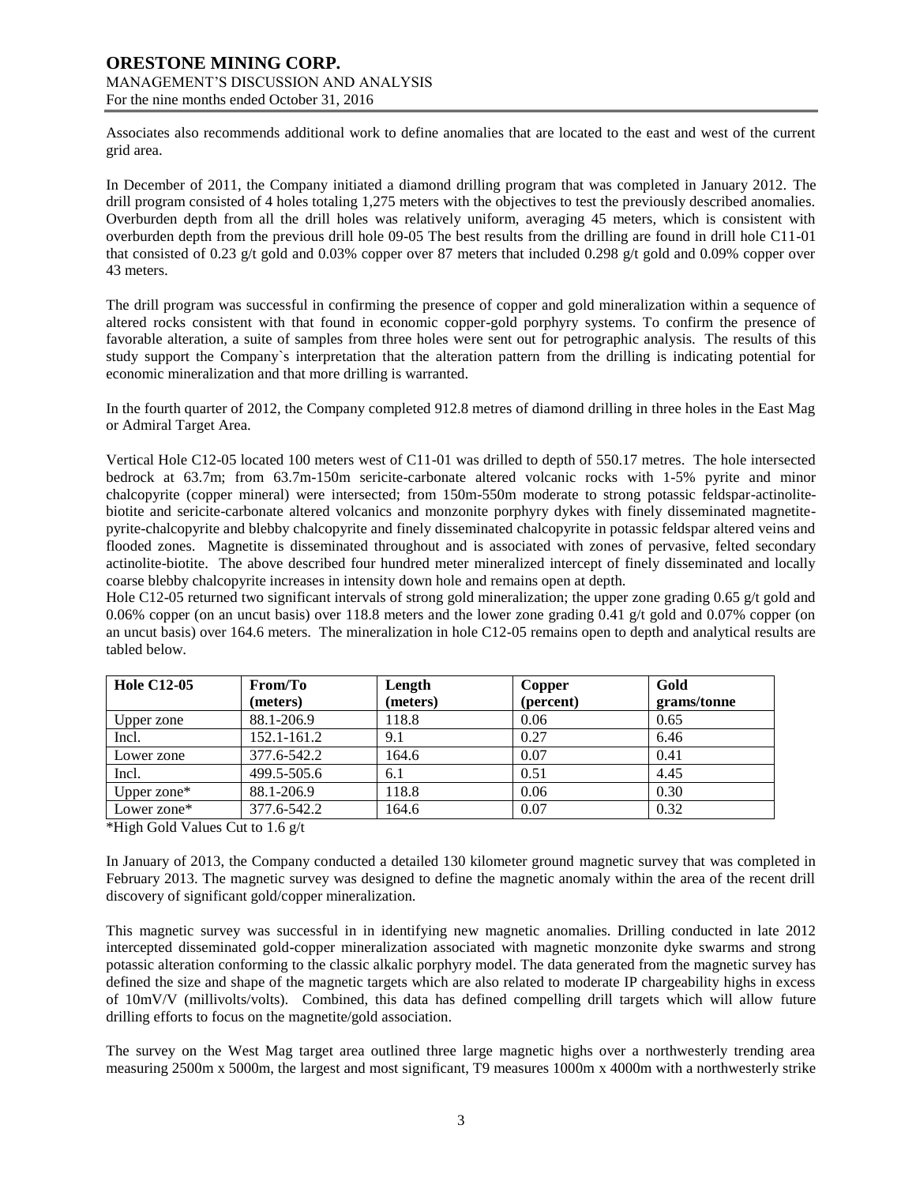Associates also recommends additional work to define anomalies that are located to the east and west of the current grid area.

In December of 2011, the Company initiated a diamond drilling program that was completed in January 2012. The drill program consisted of 4 holes totaling 1,275 meters with the objectives to test the previously described anomalies. Overburden depth from all the drill holes was relatively uniform, averaging 45 meters, which is consistent with overburden depth from the previous drill hole 09-05 The best results from the drilling are found in drill hole C11-01 that consisted of 0.23 g/t gold and 0.03% copper over 87 meters that included 0.298 g/t gold and 0.09% copper over 43 meters.

The drill program was successful in confirming the presence of copper and gold mineralization within a sequence of altered rocks consistent with that found in economic copper-gold porphyry systems. To confirm the presence of favorable alteration, a suite of samples from three holes were sent out for petrographic analysis. The results of this study support the Company`s interpretation that the alteration pattern from the drilling is indicating potential for economic mineralization and that more drilling is warranted.

In the fourth quarter of 2012, the Company completed 912.8 metres of diamond drilling in three holes in the East Mag or Admiral Target Area.

Vertical Hole C12-05 located 100 meters west of C11-01 was drilled to depth of 550.17 metres. The hole intersected bedrock at 63.7m; from 63.7m-150m sericite-carbonate altered volcanic rocks with 1-5% pyrite and minor chalcopyrite (copper mineral) were intersected; from 150m-550m moderate to strong potassic feldspar-actinolite-biotite and sericite-carbonate altered volcanics and monzonite porphyry dykes with finely disseminated magnetite-pyrite-chalcopyrite and blebby chalcopyrite and finely disseminated chalcopyrite in potassic feldspar altered veins and flooded zones. Magnetite is disseminated throughout and is associated with zones of pervasive, felted secondary actinolite-biotite. The above described four hundred meter mineralized intercept of finely disseminated and locally coarse blebby chalcopyrite increases in intensity down hole and remains open at depth.
Hole C12-05 returned two significant intervals of strong gold mineralization; the upper zone grading 0.65 g/t gold and 0.06% copper (on an uncut basis) over 118.8 meters and the lower zone grading 0.41 g/t gold and 0.07% copper (on an uncut basis) over 164.6 meters. The mineralization in hole C12-05 remains open to depth and analytical results are tabled below.

| Hole C12-05 | From/To (meters) | Length (meters) | Copper (percent) | Gold grams/tonne |
|---|---|---|---|---|
| Upper zone | 88.1-206.9 | 118.8 | 0.06 | 0.65 |
| Incl. | 152.1-161.2 | 9.1 | 0.27 | 6.46 |
| Lower zone | 377.6-542.2 | 164.6 | 0.07 | 0.41 |
| Incl. | 499.5-505.6 | 6.1 | 0.51 | 4.45 |
| Upper zone* | 88.1-206.9 | 118.8 | 0.06 | 0.30 |
| Lower zone* | 377.6-542.2 | 164.6 | 0.07 | 0.32 |

*High Gold Values Cut to 1.6 g/t

In January of 2013, the Company conducted a detailed 130 kilometer ground magnetic survey that was completed in February 2013. The magnetic survey was designed to define the magnetic anomaly within the area of the recent drill discovery of significant gold/copper mineralization.

This magnetic survey was successful in in identifying new magnetic anomalies. Drilling conducted in late 2012 intercepted disseminated gold-copper mineralization associated with magnetic monzonite dyke swarms and strong potassic alteration conforming to the classic alkalic porphyry model. The data generated from the magnetic survey has defined the size and shape of the magnetic targets which are also related to moderate IP chargeability highs in excess of 10mV/V (millivolts/volts). Combined, this data has defined compelling drill targets which will allow future drilling efforts to focus on the magnetite/gold association.

The survey on the West Mag target area outlined three large magnetic highs over a northwesterly trending area measuring 2500m x 5000m, the largest and most significant, T9 measures 1000m x 4000m with a northwesterly strike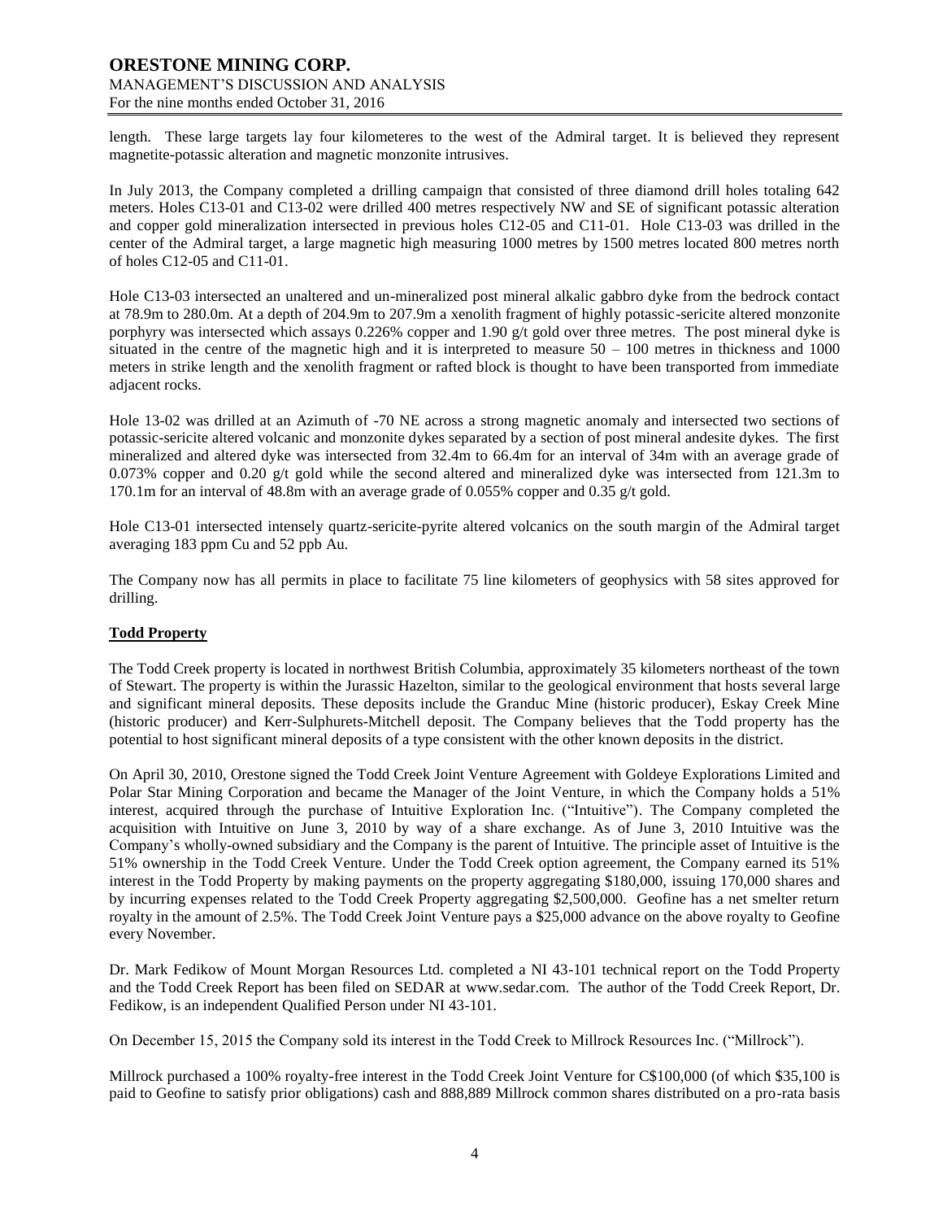length. These large targets lay four kilometeres to the west of the Admiral target. It is believed they represent magnetite-potassic alteration and magnetic monzonite intrusives.

In July 2013, the Company completed a drilling campaign that consisted of three diamond drill holes totaling 642 meters. Holes C13-01 and C13-02 were drilled 400 metres respectively NW and SE of significant potassic alteration and copper gold mineralization intersected in previous holes C12-05 and C11-01. Hole C13-03 was drilled in the center of the Admiral target, a large magnetic high measuring 1000 metres by 1500 metres located 800 metres north of holes C12-05 and C11-01.

Hole C13-03 intersected an unaltered and un-mineralized post mineral alkalic gabbro dyke from the bedrock contact at 78.9m to 280.0m. At a depth of 204.9m to 207.9m a xenolith fragment of highly potassic-sericite altered monzonite porphyry was intersected which assays 0.226% copper and 1.90 g/t gold over three metres. The post mineral dyke is situated in the centre of the magnetic high and it is interpreted to measure 50 – 100 metres in thickness and 1000 meters in strike length and the xenolith fragment or rafted block is thought to have been transported from immediate adjacent rocks.

Hole 13-02 was drilled at an Azimuth of -70 NE across a strong magnetic anomaly and intersected two sections of potassic-sericite altered volcanic and monzonite dykes separated by a section of post mineral andesite dykes. The first mineralized and altered dyke was intersected from 32.4m to 66.4m for an interval of 34m with an average grade of 0.073% copper and 0.20 g/t gold while the second altered and mineralized dyke was intersected from 121.3m to 170.1m for an interval of 48.8m with an average grade of 0.055% copper and 0.35 g/t gold.

Hole C13-01 intersected intensely quartz-sericite-pyrite altered volcanics on the south margin of the Admiral target averaging 183 ppm Cu and 52 ppb Au.

The Company now has all permits in place to facilitate 75 line kilometers of geophysics with 58 sites approved for drilling.

## Todd Property

The Todd Creek property is located in northwest British Columbia, approximately 35 kilometers northeast of the town of Stewart. The property is within the Jurassic Hazelton, similar to the geological environment that hosts several large and significant mineral deposits. These deposits include the Granduc Mine (historic producer), Eskay Creek Mine (historic producer) and Kerr-Sulphurets-Mitchell deposit. The Company believes that the Todd property has the potential to host significant mineral deposits of a type consistent with the other known deposits in the district.

On April 30, 2010, Orestone signed the Todd Creek Joint Venture Agreement with Goldeye Explorations Limited and Polar Star Mining Corporation and became the Manager of the Joint Venture, in which the Company holds a 51% interest, acquired through the purchase of Intuitive Exploration Inc. ("Intuitive"). The Company completed the acquisition with Intuitive on June 3, 2010 by way of a share exchange. As of June 3, 2010 Intuitive was the Company's wholly-owned subsidiary and the Company is the parent of Intuitive. The principle asset of Intuitive is the 51% ownership in the Todd Creek Venture. Under the Todd Creek option agreement, the Company earned its 51% interest in the Todd Property by making payments on the property aggregating $180,000, issuing 170,000 shares and by incurring expenses related to the Todd Creek Property aggregating $2,500,000. Geofine has a net smelter return royalty in the amount of 2.5%. The Todd Creek Joint Venture pays a $25,000 advance on the above royalty to Geofine every November.

Dr. Mark Fedikow of Mount Morgan Resources Ltd. completed a NI 43-101 technical report on the Todd Property and the Todd Creek Report has been filed on SEDAR at www.sedar.com. The author of the Todd Creek Report, Dr. Fedikow, is an independent Qualified Person under NI 43-101.

On December 15, 2015 the Company sold its interest in the Todd Creek to Millrock Resources Inc. ("Millrock").

Millrock purchased a 100% royalty-free interest in the Todd Creek Joint Venture for C$100,000 (of which $35,100 is paid to Geofine to satisfy prior obligations) cash and 888,889 Millrock common shares distributed on a pro-rata basis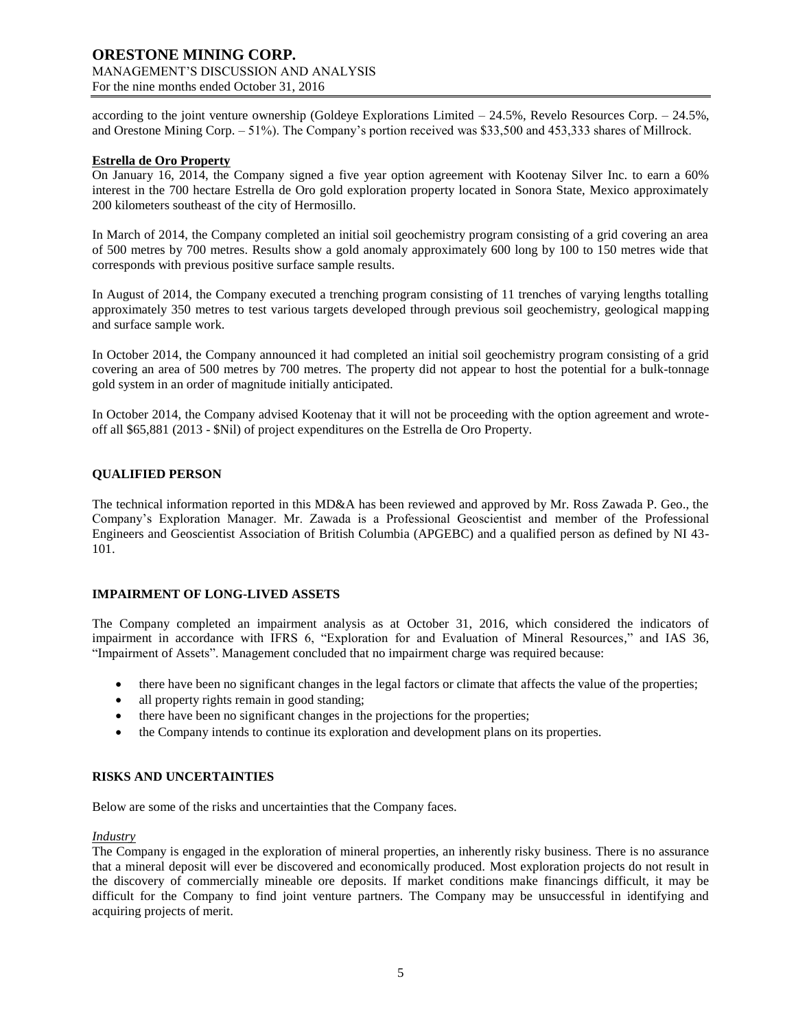according to the joint venture ownership (Goldeye Explorations Limited – 24.5%, Revelo Resources Corp. – 24.5%, and Orestone Mining Corp. – 51%). The Company's portion received was $33,500 and 453,333 shares of Millrock.

**Estrella de Oro Property**

On January 16, 2014, the Company signed a five year option agreement with Kootenay Silver Inc. to earn a 60% interest in the 700 hectare Estrella de Oro gold exploration property located in Sonora State, Mexico approximately 200 kilometers southeast of the city of Hermosillo.

In March of 2014, the Company completed an initial soil geochemistry program consisting of a grid covering an area of 500 metres by 700 metres. Results show a gold anomaly approximately 600 long by 100 to 150 metres wide that corresponds with previous positive surface sample results.

In August of 2014, the Company executed a trenching program consisting of 11 trenches of varying lengths totalling approximately 350 metres to test various targets developed through previous soil geochemistry, geological mapping and surface sample work.

In October 2014, the Company announced it had completed an initial soil geochemistry program consisting of a grid covering an area of 500 metres by 700 metres. The property did not appear to host the potential for a bulk-tonnage gold system in an order of magnitude initially anticipated.

In October 2014, the Company advised Kootenay that it will not be proceeding with the option agreement and wrote-off all $65,881 (2013 - $Nil) of project expenditures on the Estrella de Oro Property.

## QUALIFIED PERSON

The technical information reported in this MD&A has been reviewed and approved by Mr. Ross Zawada P. Geo., the Company's Exploration Manager. Mr. Zawada is a Professional Geoscientist and member of the Professional Engineers and Geoscientist Association of British Columbia (APGEBC) and a qualified person as defined by NI 43-101.

## IMPAIRMENT OF LONG-LIVED ASSETS

The Company completed an impairment analysis as at October 31, 2016, which considered the indicators of impairment in accordance with IFRS 6, "Exploration for and Evaluation of Mineral Resources," and IAS 36, "Impairment of Assets". Management concluded that no impairment charge was required because:

- there have been no significant changes in the legal factors or climate that affects the value of the properties;
- all property rights remain in good standing;
- there have been no significant changes in the projections for the properties;
- the Company intends to continue its exploration and development plans on its properties.

## RISKS AND UNCERTAINTIES

Below are some of the risks and uncertainties that the Company faces.

*Industry*

The Company is engaged in the exploration of mineral properties, an inherently risky business. There is no assurance that a mineral deposit will ever be discovered and economically produced. Most exploration projects do not result in the discovery of commercially mineable ore deposits. If market conditions make financings difficult, it may be difficult for the Company to find joint venture partners. The Company may be unsuccessful in identifying and acquiring projects of merit.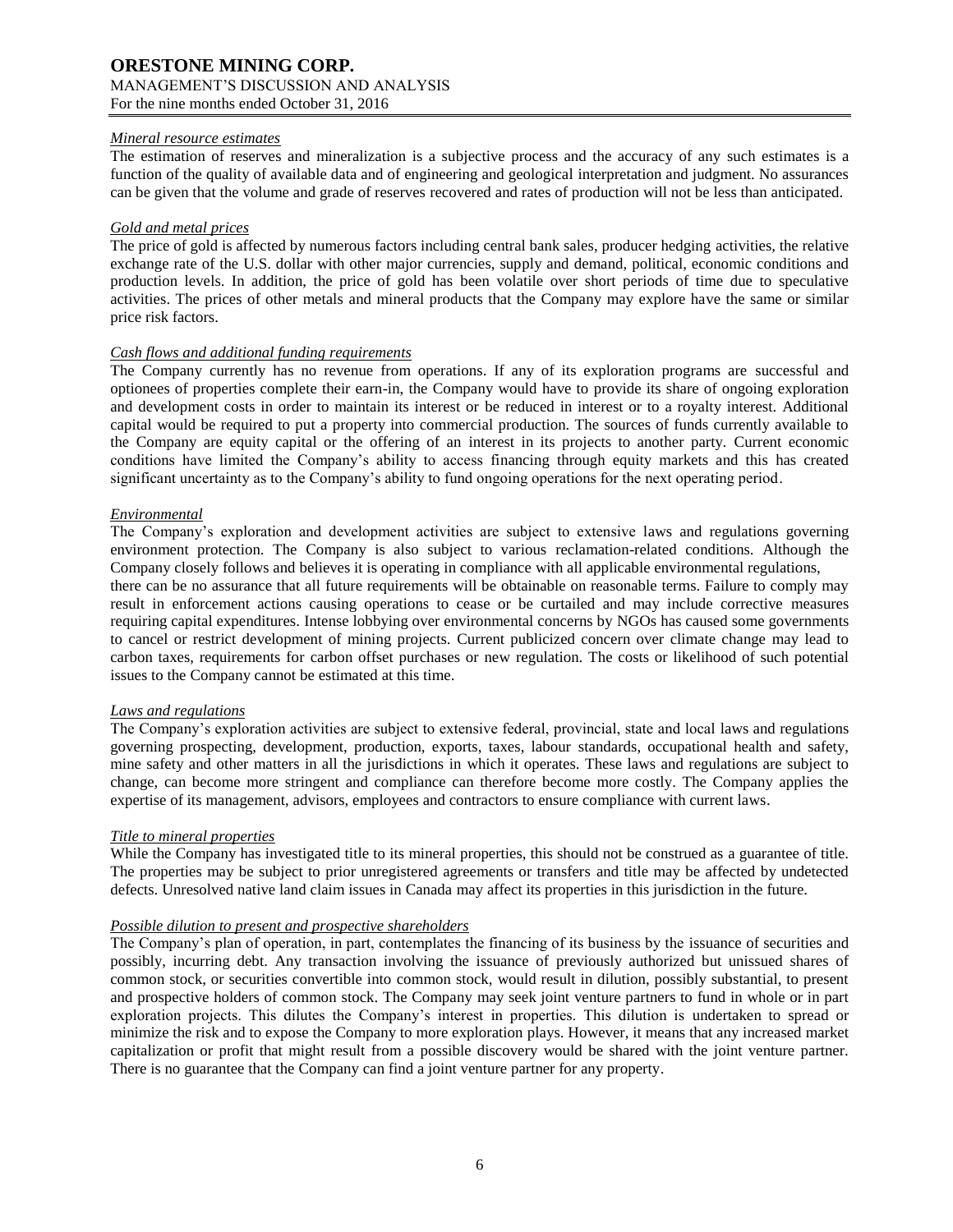*Mineral resource estimates*

The estimation of reserves and mineralization is a subjective process and the accuracy of any such estimates is a function of the quality of available data and of engineering and geological interpretation and judgment. No assurances can be given that the volume and grade of reserves recovered and rates of production will not be less than anticipated.

*Gold and metal prices*

The price of gold is affected by numerous factors including central bank sales, producer hedging activities, the relative exchange rate of the U.S. dollar with other major currencies, supply and demand, political, economic conditions and production levels. In addition, the price of gold has been volatile over short periods of time due to speculative activities. The prices of other metals and mineral products that the Company may explore have the same or similar price risk factors.

*Cash flows and additional funding requirements*

The Company currently has no revenue from operations. If any of its exploration programs are successful and optionees of properties complete their earn-in, the Company would have to provide its share of ongoing exploration and development costs in order to maintain its interest or be reduced in interest or to a royalty interest. Additional capital would be required to put a property into commercial production. The sources of funds currently available to the Company are equity capital or the offering of an interest in its projects to another party. Current economic conditions have limited the Company's ability to access financing through equity markets and this has created significant uncertainty as to the Company's ability to fund ongoing operations for the next operating period.

*Environmental*

The Company's exploration and development activities are subject to extensive laws and regulations governing environment protection. The Company is also subject to various reclamation-related conditions. Although the Company closely follows and believes it is operating in compliance with all applicable environmental regulations, there can be no assurance that all future requirements will be obtainable on reasonable terms. Failure to comply may result in enforcement actions causing operations to cease or be curtailed and may include corrective measures requiring capital expenditures. Intense lobbying over environmental concerns by NGOs has caused some governments to cancel or restrict development of mining projects. Current publicized concern over climate change may lead to carbon taxes, requirements for carbon offset purchases or new regulation. The costs or likelihood of such potential issues to the Company cannot be estimated at this time.

*Laws and regulations*

The Company's exploration activities are subject to extensive federal, provincial, state and local laws and regulations governing prospecting, development, production, exports, taxes, labour standards, occupational health and safety, mine safety and other matters in all the jurisdictions in which it operates. These laws and regulations are subject to change, can become more stringent and compliance can therefore become more costly. The Company applies the expertise of its management, advisors, employees and contractors to ensure compliance with current laws.

*Title to mineral properties*

While the Company has investigated title to its mineral properties, this should not be construed as a guarantee of title. The properties may be subject to prior unregistered agreements or transfers and title may be affected by undetected defects. Unresolved native land claim issues in Canada may affect its properties in this jurisdiction in the future.

*Possible dilution to present and prospective shareholders*

The Company's plan of operation, in part, contemplates the financing of its business by the issuance of securities and possibly, incurring debt. Any transaction involving the issuance of previously authorized but unissued shares of common stock, or securities convertible into common stock, would result in dilution, possibly substantial, to present and prospective holders of common stock. The Company may seek joint venture partners to fund in whole or in part exploration projects. This dilutes the Company's interest in properties. This dilution is undertaken to spread or minimize the risk and to expose the Company to more exploration plays. However, it means that any increased market capitalization or profit that might result from a possible discovery would be shared with the joint venture partner. There is no guarantee that the Company can find a joint venture partner for any property.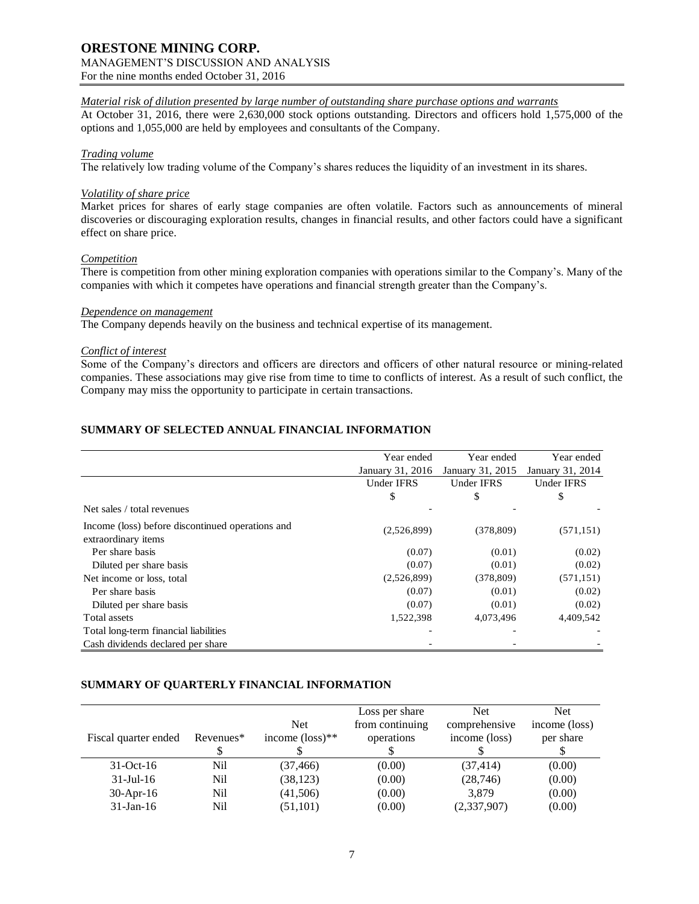*Material risk of dilution presented by large number of outstanding share purchase options and warrants*

At October 31, 2016, there were 2,630,000 stock options outstanding. Directors and officers hold 1,575,000 of the options and 1,055,000 are held by employees and consultants of the Company.

*Trading volume*

The relatively low trading volume of the Company's shares reduces the liquidity of an investment in its shares.

*Volatility of share price*

Market prices for shares of early stage companies are often volatile. Factors such as announcements of mineral discoveries or discouraging exploration results, changes in financial results, and other factors could have a significant effect on share price.

*Competition*

There is competition from other mining exploration companies with operations similar to the Company's. Many of the companies with which it competes have operations and financial strength greater than the Company's.

*Dependence on management*

The Company depends heavily on the business and technical expertise of its management.

*Conflict of interest*

Some of the Company's directors and officers are directors and officers of other natural resource or mining-related companies. These associations may give rise from time to time to conflicts of interest. As a result of such conflict, the Company may miss the opportunity to participate in certain transactions.

## SUMMARY OF SELECTED ANNUAL FINANCIAL INFORMATION

| | Year ended January 31, 2016 | Year ended January 31, 2015 | Year ended January 31, 2014 |
|---|---|---|---|
| | Under IFRS | Under IFRS | Under IFRS |
| | $ | $ | $ |
| Net sales / total revenues | - | - | - |
| Income (loss) before discontinued operations and extraordinary items | (2,526,899) | (378,809) | (571,151) |
| Per share basis | (0.07) | (0.01) | (0.02) |
| Diluted per share basis | (0.07) | (0.01) | (0.02) |
| Net income or loss, total | (2,526,899) | (378,809) | (571,151) |
| Per share basis | (0.07) | (0.01) | (0.02) |
| Diluted per share basis | (0.07) | (0.01) | (0.02) |
| Total assets | 1,522,398 | 4,073,496 | 4,409,542 |
| Total long-term financial liabilities | - | - | - |
| Cash dividends declared per share | - | - | - |

## SUMMARY OF QUARTERLY FINANCIAL INFORMATION

| Fiscal quarter ended | Revenues* | Net income (loss)** | Loss per share from continuing operations | Net comprehensive income (loss) | Net income (loss) per share |
|---|---|---|---|---|---|
| | $ | $ | $ | $ | $ |
| 31-Oct-16 | Nil | (37,466) | (0.00) | (37,414) | (0.00) |
| 31-Jul-16 | Nil | (38,123) | (0.00) | (28,746) | (0.00) |
| 30-Apr-16 | Nil | (41,506) | (0.00) | 3,879 | (0.00) |
| 31-Jan-16 | Nil | (51,101) | (0.00) | (2,337,907) | (0.00) |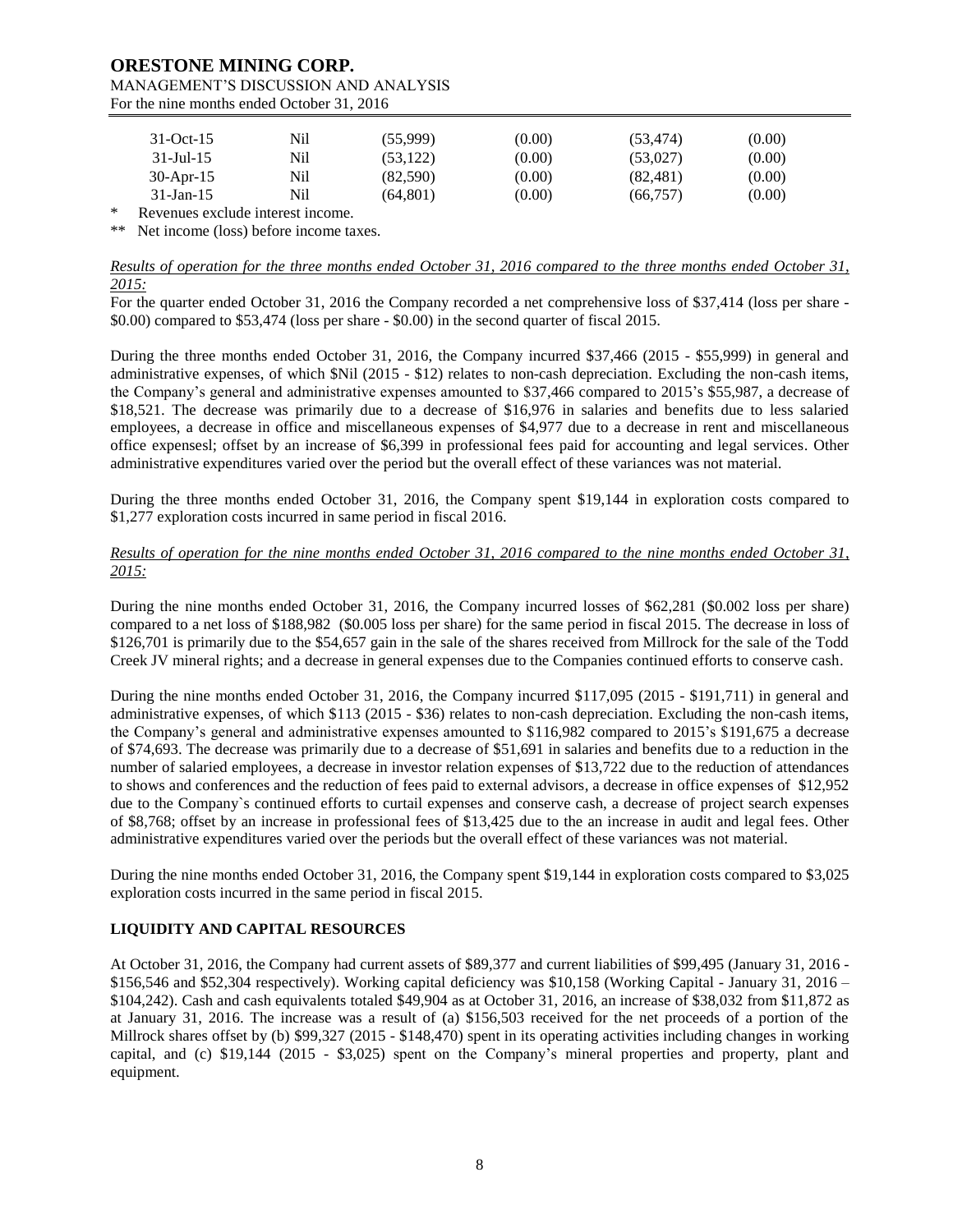| 31-Oct-15 | Nil | (55,999) | (0.00) | (53,474) | (0.00) |
|---|---|---|---|---|---|
| 31-Jul-15 | Nil | (53,122) | (0.00) | (53,027) | (0.00) |
| 30-Apr-15 | Nil | (82,590) | (0.00) | (82,481) | (0.00) |
| 31-Jan-15 | Nil | (64,801) | (0.00) | (66,757) | (0.00) |

\* Revenues exclude interest income.

\*\* Net income (loss) before income taxes.

*Results of operation for the three months ended October 31, 2016 compared to the three months ended October 31, 2015:*

For the quarter ended October 31, 2016 the Company recorded a net comprehensive loss of $37,414 (loss per share - $0.00) compared to $53,474 (loss per share - $0.00) in the second quarter of fiscal 2015.

During the three months ended October 31, 2016, the Company incurred $37,466 (2015 - $55,999) in general and administrative expenses, of which $Nil (2015 - $12) relates to non-cash depreciation. Excluding the non-cash items, the Company's general and administrative expenses amounted to $37,466 compared to 2015's $55,987, a decrease of $18,521. The decrease was primarily due to a decrease of $16,976 in salaries and benefits due to less salaried employees, a decrease in office and miscellaneous expenses of $4,977 due to a decrease in rent and miscellaneous office expensesl; offset by an increase of $6,399 in professional fees paid for accounting and legal services. Other administrative expenditures varied over the period but the overall effect of these variances was not material.

During the three months ended October 31, 2016, the Company spent $19,144 in exploration costs compared to $1,277 exploration costs incurred in same period in fiscal 2016.

*Results of operation for the nine months ended October 31, 2016 compared to the nine months ended October 31, 2015:*

During the nine months ended October 31, 2016, the Company incurred losses of $62,281 ($0.002 loss per share) compared to a net loss of $188,982 ($0.005 loss per share) for the same period in fiscal 2015. The decrease in loss of $126,701 is primarily due to the $54,657 gain in the sale of the shares received from Millrock for the sale of the Todd Creek JV mineral rights; and a decrease in general expenses due to the Companies continued efforts to conserve cash.

During the nine months ended October 31, 2016, the Company incurred $117,095 (2015 - $191,711) in general and administrative expenses, of which $113 (2015 - $36) relates to non-cash depreciation. Excluding the non-cash items, the Company's general and administrative expenses amounted to $116,982 compared to 2015's $191,675 a decrease of $74,693. The decrease was primarily due to a decrease of $51,691 in salaries and benefits due to a reduction in the number of salaried employees, a decrease in investor relation expenses of $13,722 due to the reduction of attendances to shows and conferences and the reduction of fees paid to external advisors, a decrease in office expenses of $12,952 due to the Company`s continued efforts to curtail expenses and conserve cash, a decrease of project search expenses of $8,768; offset by an increase in professional fees of $13,425 due to the an increase in audit and legal fees. Other administrative expenditures varied over the periods but the overall effect of these variances was not material.

During the nine months ended October 31, 2016, the Company spent $19,144 in exploration costs compared to $3,025 exploration costs incurred in the same period in fiscal 2015.

## LIQUIDITY AND CAPITAL RESOURCES

At October 31, 2016, the Company had current assets of $89,377 and current liabilities of $99,495 (January 31, 2016 - $156,546 and $52,304 respectively). Working capital deficiency was $10,158 (Working Capital - January 31, 2016 – $104,242). Cash and cash equivalents totaled $49,904 as at October 31, 2016, an increase of $38,032 from $11,872 as at January 31, 2016. The increase was a result of (a) $156,503 received for the net proceeds of a portion of the Millrock shares offset by (b) $99,327 (2015 - $148,470) spent in its operating activities including changes in working capital, and (c) $19,144 (2015 - $3,025) spent on the Company's mineral properties and property, plant and equipment.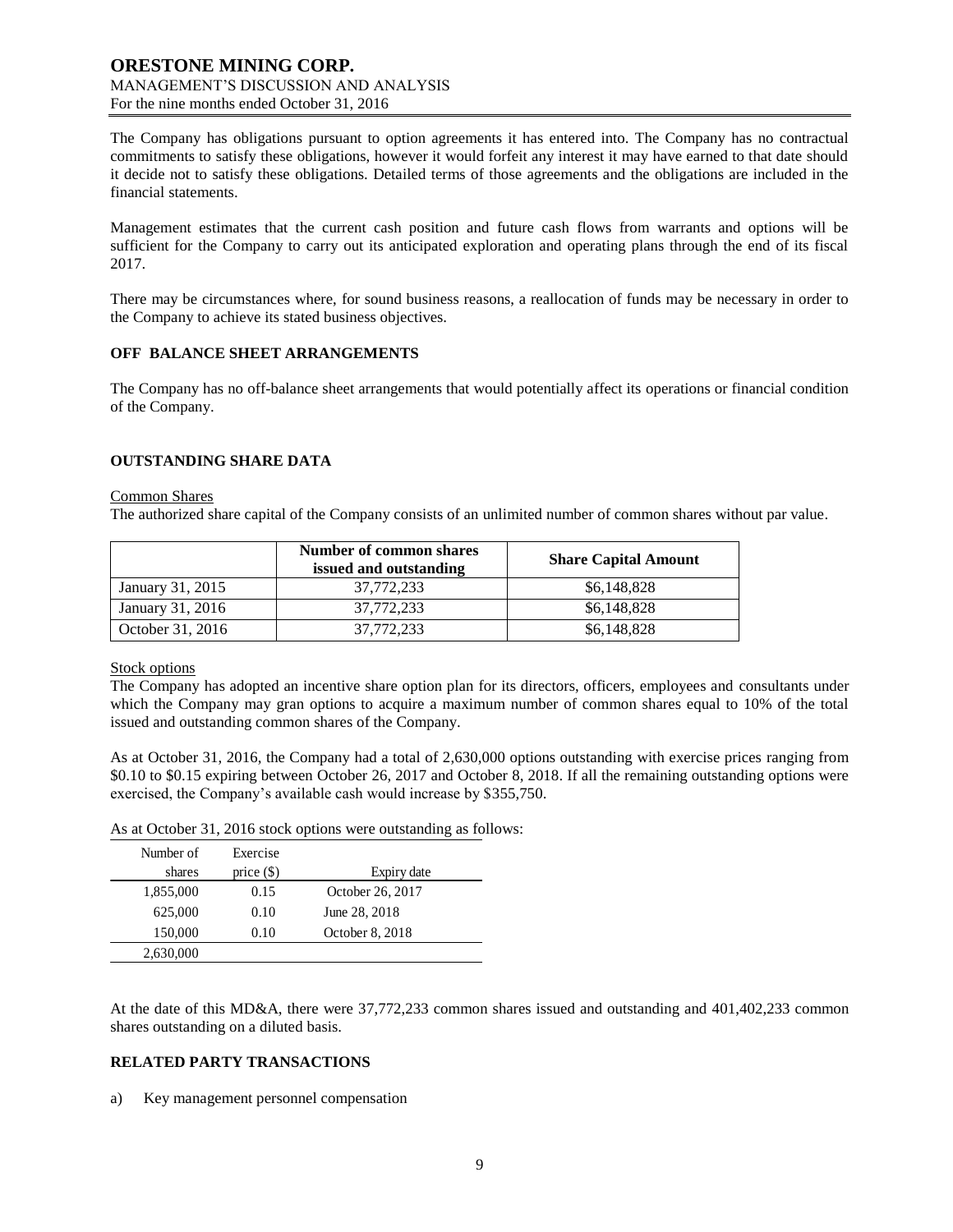The Company has obligations pursuant to option agreements it has entered into. The Company has no contractual commitments to satisfy these obligations, however it would forfeit any interest it may have earned to that date should it decide not to satisfy these obligations. Detailed terms of those agreements and the obligations are included in the financial statements.

Management estimates that the current cash position and future cash flows from warrants and options will be sufficient for the Company to carry out its anticipated exploration and operating plans through the end of its fiscal 2017.

There may be circumstances where, for sound business reasons, a reallocation of funds may be necessary in order to the Company to achieve its stated business objectives.

## OFF BALANCE SHEET ARRANGEMENTS

The Company has no off-balance sheet arrangements that would potentially affect its operations or financial condition of the Company.

## OUTSTANDING SHARE DATA

Common Shares

The authorized share capital of the Company consists of an unlimited number of common shares without par value.

| | Number of common shares issued and outstanding | Share Capital Amount |
|---|---|---|
| January 31, 2015 | 37,772,233 | \$6,148,828 |
| January 31, 2016 | 37,772,233 | \$6,148,828 |
| October 31, 2016 | 37,772,233 | \$6,148,828 |

Stock options

The Company has adopted an incentive share option plan for its directors, officers, employees and consultants under which the Company may gran options to acquire a maximum number of common shares equal to 10% of the total issued and outstanding common shares of the Company.

As at October 31, 2016, the Company had a total of 2,630,000 options outstanding with exercise prices ranging from \$0.10 to \$0.15 expiring between October 26, 2017 and October 8, 2018. If all the remaining outstanding options were exercised, the Company's available cash would increase by \$355,750.

As at October 31, 2016 stock options were outstanding as follows:

| Number of shares | Exercise price (\$) | Expiry date |
|---|---|---|
| 1,855,000 | 0.15 | October 26, 2017 |
| 625,000 | 0.10 | June 28, 2018 |
| 150,000 | 0.10 | October 8, 2018 |
| 2,630,000 | | |

At the date of this MD&A, there were 37,772,233 common shares issued and outstanding and 401,402,233 common shares outstanding on a diluted basis.

## RELATED PARTY TRANSACTIONS

a) Key management personnel compensation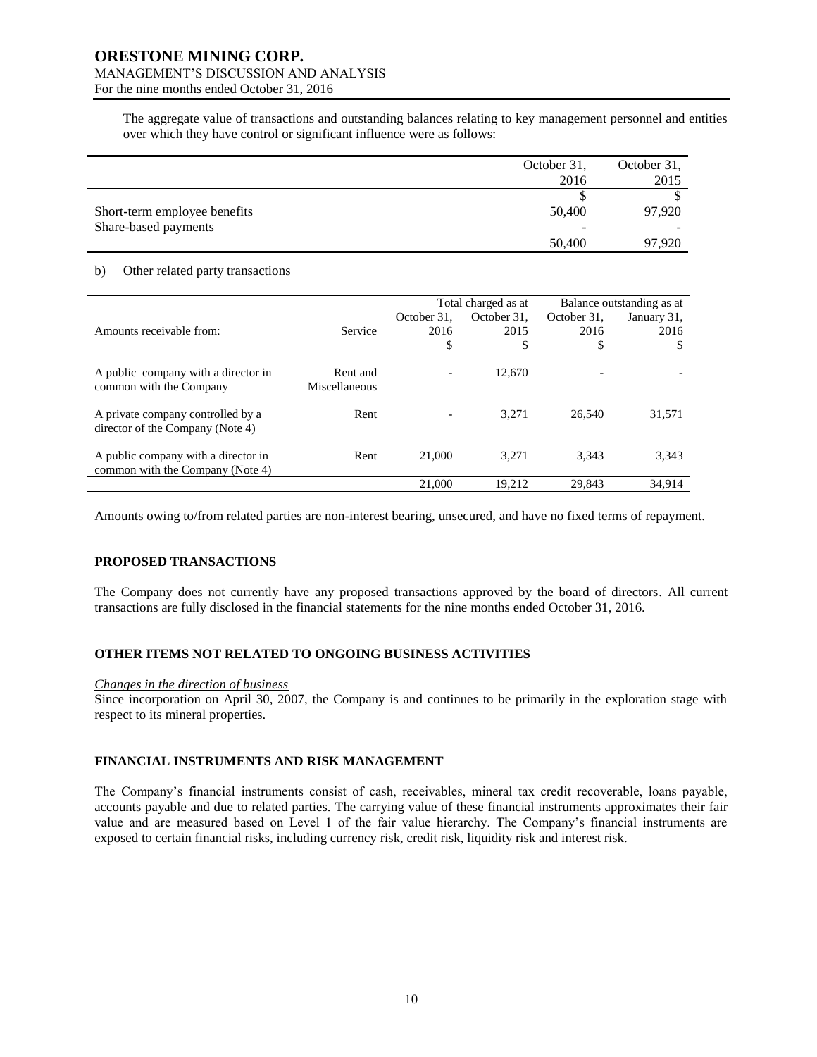The aggregate value of transactions and outstanding balances relating to key management personnel and entities over which they have control or significant influence were as follows:

| | October 31, 2016 | October 31, 2015 |
|---|---|---|
| | $ | $ |
| Short-term employee benefits | 50,400 | 97,920 |
| Share-based payments | - | - |
| | 50,400 | 97,920 |

b) Other related party transactions

| | | Total charged as at | | Balance outstanding as at | |
|---|---|---|---|---|---|
| Amounts receivable from: | Service | October 31, 2016 | October 31, 2015 | October 31, 2016 | January 31, 2016 |
| | | $ | $ | $ | $ |
| A public company with a director in common with the Company | Rent and Miscellaneous | - | 12,670 | - | - |
| A private company controlled by a director of the Company (Note 4) | Rent | - | 3,271 | 26,540 | 31,571 |
| A public company with a director in common with the Company (Note 4) | Rent | 21,000 | 3,271 | 3,343 | 3,343 |
| | | 21,000 | 19,212 | 29,843 | 34,914 |

Amounts owing to/from related parties are non-interest bearing, unsecured, and have no fixed terms of repayment.

## PROPOSED TRANSACTIONS

The Company does not currently have any proposed transactions approved by the board of directors. All current transactions are fully disclosed in the financial statements for the nine months ended October 31, 2016.

## OTHER ITEMS NOT RELATED TO ONGOING BUSINESS ACTIVITIES

*Changes in the direction of business*

Since incorporation on April 30, 2007, the Company is and continues to be primarily in the exploration stage with respect to its mineral properties.

## FINANCIAL INSTRUMENTS AND RISK MANAGEMENT

The Company's financial instruments consist of cash, receivables, mineral tax credit recoverable, loans payable, accounts payable and due to related parties. The carrying value of these financial instruments approximates their fair value and are measured based on Level 1 of the fair value hierarchy. The Company's financial instruments are exposed to certain financial risks, including currency risk, credit risk, liquidity risk and interest risk.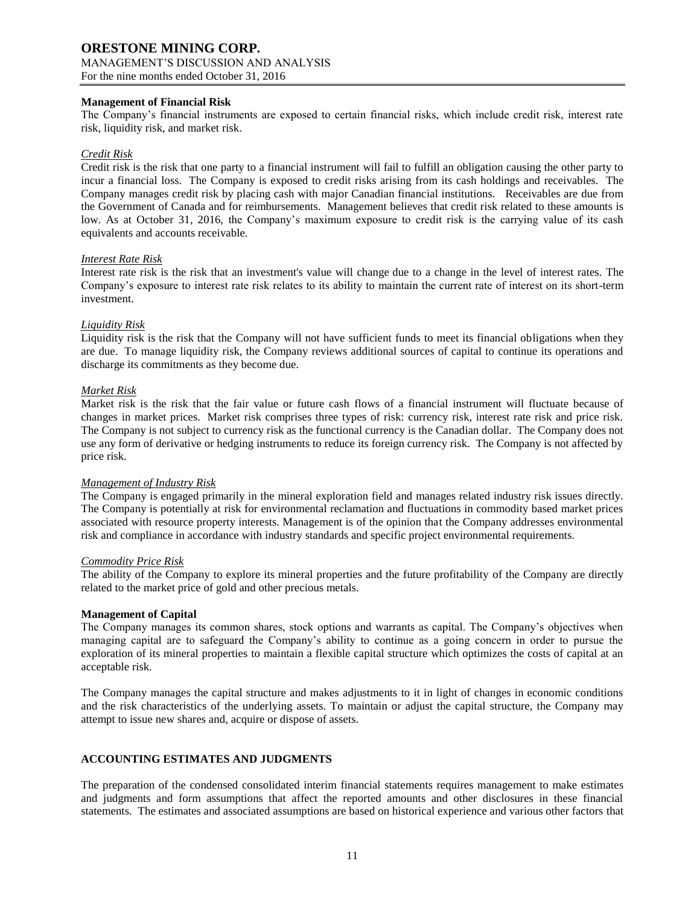**Management of Financial Risk**

The Company's financial instruments are exposed to certain financial risks, which include credit risk, interest rate risk, liquidity risk, and market risk.

*Credit Risk*

Credit risk is the risk that one party to a financial instrument will fail to fulfill an obligation causing the other party to incur a financial loss. The Company is exposed to credit risks arising from its cash holdings and receivables. The Company manages credit risk by placing cash with major Canadian financial institutions. Receivables are due from the Government of Canada and for reimbursements. Management believes that credit risk related to these amounts is low. As at October 31, 2016, the Company's maximum exposure to credit risk is the carrying value of its cash equivalents and accounts receivable.

*Interest Rate Risk*

Interest rate risk is the risk that an investment's value will change due to a change in the level of interest rates. The Company's exposure to interest rate risk relates to its ability to maintain the current rate of interest on its short-term investment.

*Liquidity Risk*

Liquidity risk is the risk that the Company will not have sufficient funds to meet its financial obligations when they are due. To manage liquidity risk, the Company reviews additional sources of capital to continue its operations and discharge its commitments as they become due.

*Market Risk*

Market risk is the risk that the fair value or future cash flows of a financial instrument will fluctuate because of changes in market prices. Market risk comprises three types of risk: currency risk, interest rate risk and price risk. The Company is not subject to currency risk as the functional currency is the Canadian dollar. The Company does not use any form of derivative or hedging instruments to reduce its foreign currency risk. The Company is not affected by price risk.

*Management of Industry Risk*

The Company is engaged primarily in the mineral exploration field and manages related industry risk issues directly. The Company is potentially at risk for environmental reclamation and fluctuations in commodity based market prices associated with resource property interests. Management is of the opinion that the Company addresses environmental risk and compliance in accordance with industry standards and specific project environmental requirements.

*Commodity Price Risk*

The ability of the Company to explore its mineral properties and the future profitability of the Company are directly related to the market price of gold and other precious metals.

**Management of Capital**

The Company manages its common shares, stock options and warrants as capital. The Company's objectives when managing capital are to safeguard the Company's ability to continue as a going concern in order to pursue the exploration of its mineral properties to maintain a flexible capital structure which optimizes the costs of capital at an acceptable risk.

The Company manages the capital structure and makes adjustments to it in light of changes in economic conditions and the risk characteristics of the underlying assets. To maintain or adjust the capital structure, the Company may attempt to issue new shares and, acquire or dispose of assets.

## ACCOUNTING ESTIMATES AND JUDGMENTS

The preparation of the condensed consolidated interim financial statements requires management to make estimates and judgments and form assumptions that affect the reported amounts and other disclosures in these financial statements. The estimates and associated assumptions are based on historical experience and various other factors that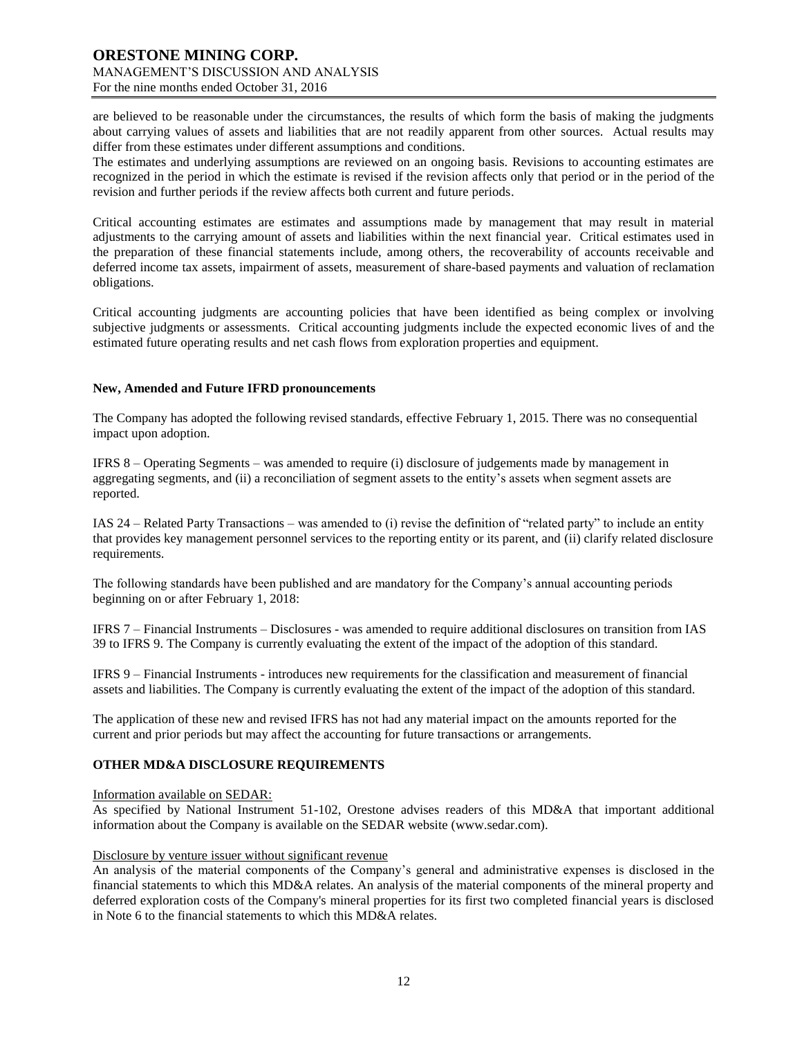are believed to be reasonable under the circumstances, the results of which form the basis of making the judgments about carrying values of assets and liabilities that are not readily apparent from other sources. Actual results may differ from these estimates under different assumptions and conditions.
The estimates and underlying assumptions are reviewed on an ongoing basis. Revisions to accounting estimates are recognized in the period in which the estimate is revised if the revision affects only that period or in the period of the revision and further periods if the review affects both current and future periods.

Critical accounting estimates are estimates and assumptions made by management that may result in material adjustments to the carrying amount of assets and liabilities within the next financial year. Critical estimates used in the preparation of these financial statements include, among others, the recoverability of accounts receivable and deferred income tax assets, impairment of assets, measurement of share-based payments and valuation of reclamation obligations.

Critical accounting judgments are accounting policies that have been identified as being complex or involving subjective judgments or assessments. Critical accounting judgments include the expected economic lives of and the estimated future operating results and net cash flows from exploration properties and equipment.

**New, Amended and Future IFRD pronouncements**

The Company has adopted the following revised standards, effective February 1, 2015. There was no consequential impact upon adoption.

IFRS 8 – Operating Segments – was amended to require (i) disclosure of judgements made by management in aggregating segments, and (ii) a reconciliation of segment assets to the entity's assets when segment assets are reported.

IAS 24 – Related Party Transactions – was amended to (i) revise the definition of "related party" to include an entity that provides key management personnel services to the reporting entity or its parent, and (ii) clarify related disclosure requirements.

The following standards have been published and are mandatory for the Company's annual accounting periods beginning on or after February 1, 2018:

IFRS 7 – Financial Instruments – Disclosures - was amended to require additional disclosures on transition from IAS 39 to IFRS 9. The Company is currently evaluating the extent of the impact of the adoption of this standard.

IFRS 9 – Financial Instruments - introduces new requirements for the classification and measurement of financial assets and liabilities. The Company is currently evaluating the extent of the impact of the adoption of this standard.

The application of these new and revised IFRS has not had any material impact on the amounts reported for the current and prior periods but may affect the accounting for future transactions or arrangements.

## OTHER MD&A DISCLOSURE REQUIREMENTS

Information available on SEDAR:
As specified by National Instrument 51-102, Orestone advises readers of this MD&A that important additional information about the Company is available on the SEDAR website (www.sedar.com).

Disclosure by venture issuer without significant revenue
An analysis of the material components of the Company's general and administrative expenses is disclosed in the financial statements to which this MD&A relates. An analysis of the material components of the mineral property and deferred exploration costs of the Company's mineral properties for its first two completed financial years is disclosed in Note 6 to the financial statements to which this MD&A relates.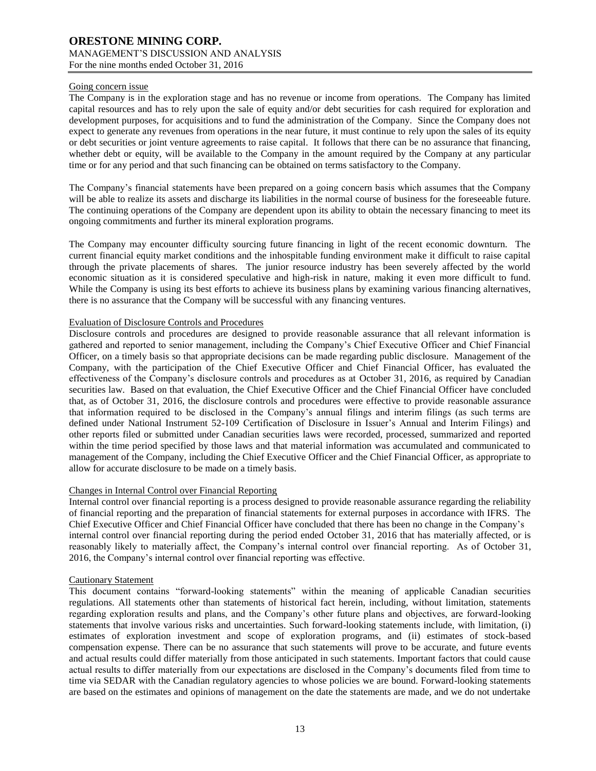#### Going concern issue

The Company is in the exploration stage and has no revenue or income from operations. The Company has limited capital resources and has to rely upon the sale of equity and/or debt securities for cash required for exploration and development purposes, for acquisitions and to fund the administration of the Company. Since the Company does not expect to generate any revenues from operations in the near future, it must continue to rely upon the sales of its equity or debt securities or joint venture agreements to raise capital. It follows that there can be no assurance that financing, whether debt or equity, will be available to the Company in the amount required by the Company at any particular time or for any period and that such financing can be obtained on terms satisfactory to the Company.

The Company's financial statements have been prepared on a going concern basis which assumes that the Company will be able to realize its assets and discharge its liabilities in the normal course of business for the foreseeable future. The continuing operations of the Company are dependent upon its ability to obtain the necessary financing to meet its ongoing commitments and further its mineral exploration programs.

The Company may encounter difficulty sourcing future financing in light of the recent economic downturn. The current financial equity market conditions and the inhospitable funding environment make it difficult to raise capital through the private placements of shares. The junior resource industry has been severely affected by the world economic situation as it is considered speculative and high-risk in nature, making it even more difficult to fund. While the Company is using its best efforts to achieve its business plans by examining various financing alternatives, there is no assurance that the Company will be successful with any financing ventures.

#### Evaluation of Disclosure Controls and Procedures

Disclosure controls and procedures are designed to provide reasonable assurance that all relevant information is gathered and reported to senior management, including the Company's Chief Executive Officer and Chief Financial Officer, on a timely basis so that appropriate decisions can be made regarding public disclosure. Management of the Company, with the participation of the Chief Executive Officer and Chief Financial Officer, has evaluated the effectiveness of the Company's disclosure controls and procedures as at October 31, 2016, as required by Canadian securities law. Based on that evaluation, the Chief Executive Officer and the Chief Financial Officer have concluded that, as of October 31, 2016, the disclosure controls and procedures were effective to provide reasonable assurance that information required to be disclosed in the Company's annual filings and interim filings (as such terms are defined under National Instrument 52-109 Certification of Disclosure in Issuer's Annual and Interim Filings) and other reports filed or submitted under Canadian securities laws were recorded, processed, summarized and reported within the time period specified by those laws and that material information was accumulated and communicated to management of the Company, including the Chief Executive Officer and the Chief Financial Officer, as appropriate to allow for accurate disclosure to be made on a timely basis.

#### Changes in Internal Control over Financial Reporting

Internal control over financial reporting is a process designed to provide reasonable assurance regarding the reliability of financial reporting and the preparation of financial statements for external purposes in accordance with IFRS. The Chief Executive Officer and Chief Financial Officer have concluded that there has been no change in the Company's internal control over financial reporting during the period ended October 31, 2016 that has materially affected, or is reasonably likely to materially affect, the Company's internal control over financial reporting. As of October 31, 2016, the Company's internal control over financial reporting was effective.

#### Cautionary Statement

This document contains "forward-looking statements" within the meaning of applicable Canadian securities regulations. All statements other than statements of historical fact herein, including, without limitation, statements regarding exploration results and plans, and the Company's other future plans and objectives, are forward-looking statements that involve various risks and uncertainties. Such forward-looking statements include, with limitation, (i) estimates of exploration investment and scope of exploration programs, and (ii) estimates of stock-based compensation expense. There can be no assurance that such statements will prove to be accurate, and future events and actual results could differ materially from those anticipated in such statements. Important factors that could cause actual results to differ materially from our expectations are disclosed in the Company's documents filed from time to time via SEDAR with the Canadian regulatory agencies to whose policies we are bound. Forward-looking statements are based on the estimates and opinions of management on the date the statements are made, and we do not undertake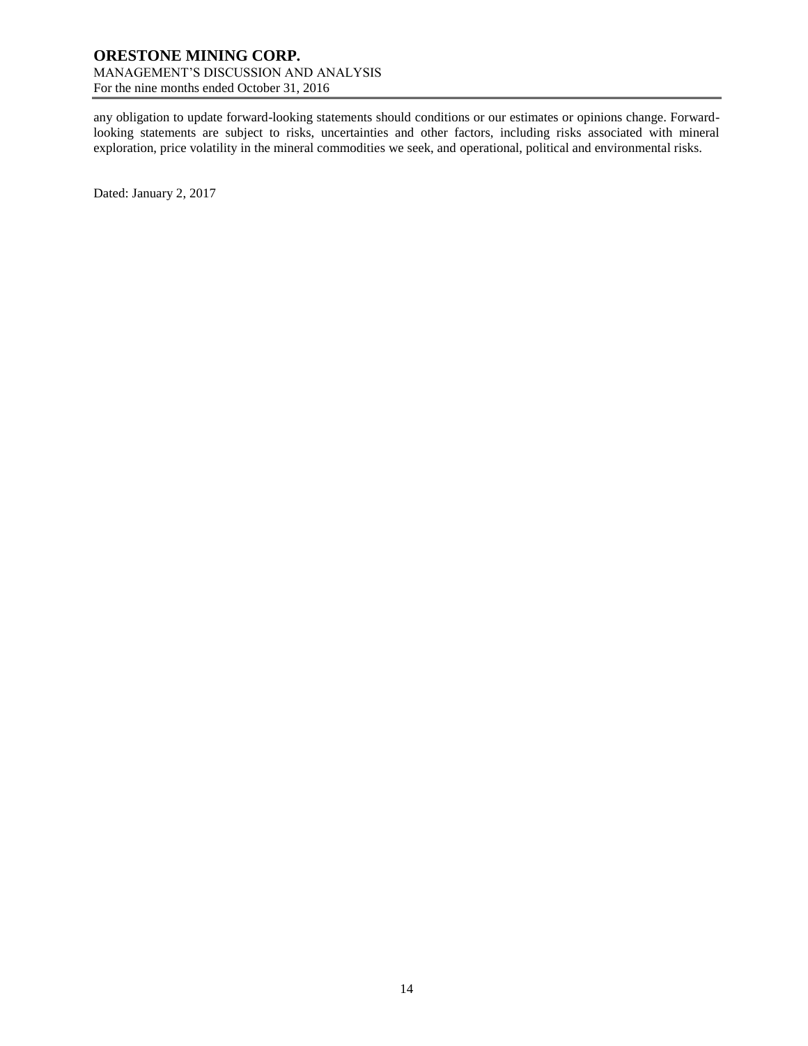any obligation to update forward-looking statements should conditions or our estimates or opinions change. Forward-looking statements are subject to risks, uncertainties and other factors, including risks associated with mineral exploration, price volatility in the mineral commodities we seek, and operational, political and environmental risks.

Dated: January 2, 2017